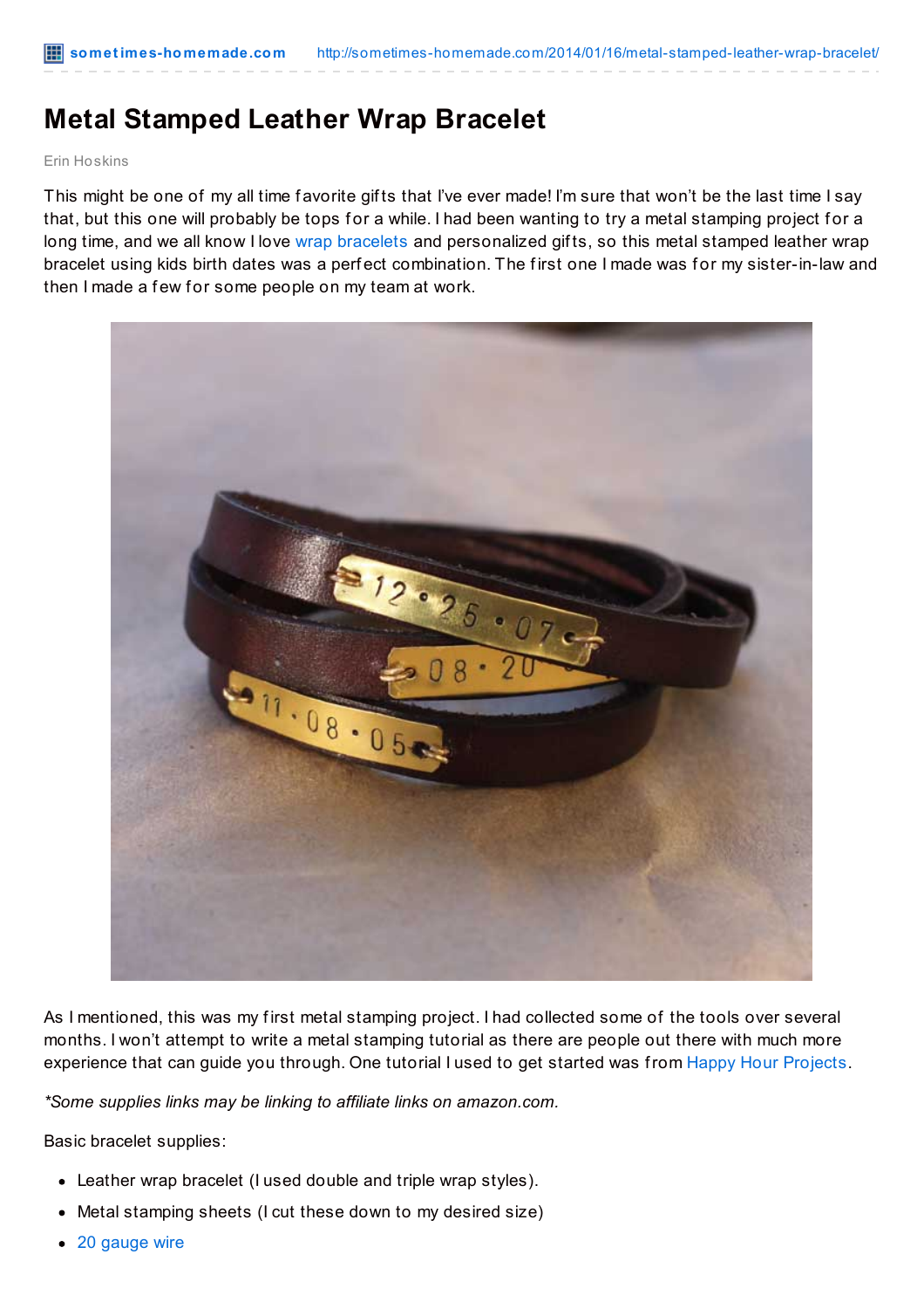# Metal Stamped Leather Wrap Bracelet

Erin Hoskins

This might be one of my all time favorite gifts that I've ever made! I'm sure that won't be the last time I say that, but this one will probably be tops for a while. I had been wanting to try a metal stamping project for a long time, and we all know I love wrap bracelets and personalized gifts, so this metal stamped leather wrap bracelet using kids birth dates was a perfect combination. The first one I made was for my sister-in-law and then I made a few for some people on my team at work.

As I mentioned, this was my first metal stamping project. I had collected some of the tools over several months. I won't attempt to write a metal stamping tutorial as there are people out there with much more experience that can guide you through. One tutorial I used to get started was from Happy Hour Projects.

*\*Some supplies links may be linking to affiliate links on amazon.com.*

Basic bracelet supplies:

- Leather wrap bracelet (I used double and triple wrap styles).
- Metal stamping sheets (I cut these down to my desired size)
- 20 gauge wire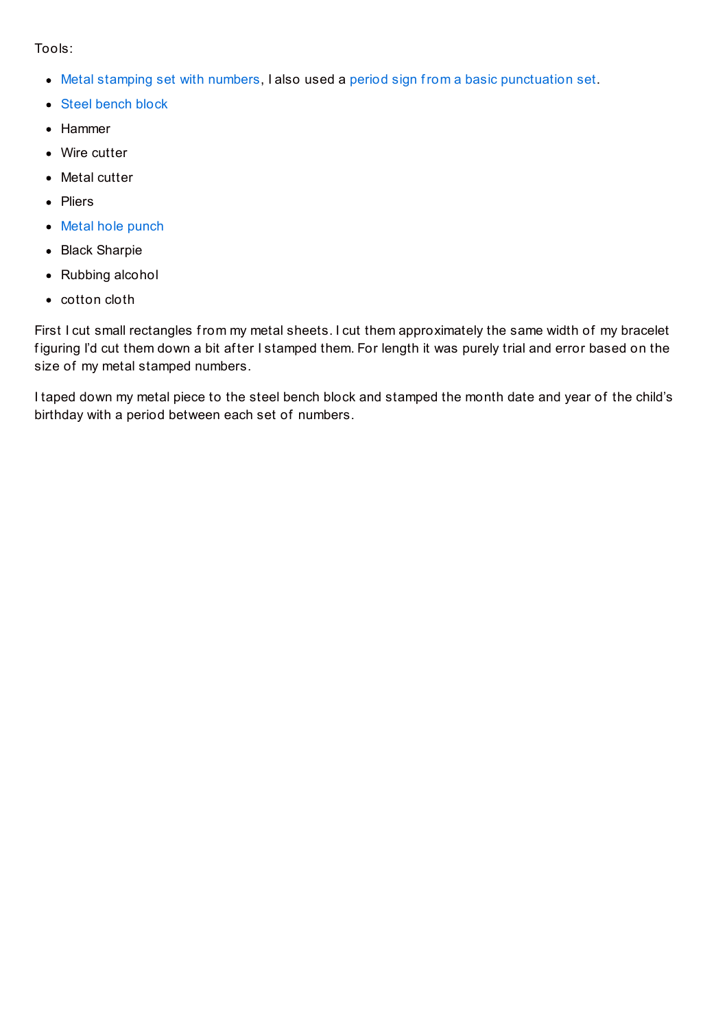Tools:

- Metal stamping set with numbers, I also used a period sign from a basic punctuation set.
- Steel bench block
- Hammer
- Wire cutter
- Metal cutter
- Pliers
- Metal hole punch
- Black Sharpie
- Rubbing alcohol
- cotton cloth

First I cut small rectangles from my metal sheets. I cut them approximately the same width of my bracelet figuring I'd cut them down a bit after I stamped them. For length it was purely trial and error based on the size of my metal stamped numbers.

I taped down my metal piece to the steel bench block and stamped the month date and year of the child's birthday with a period between each set of numbers.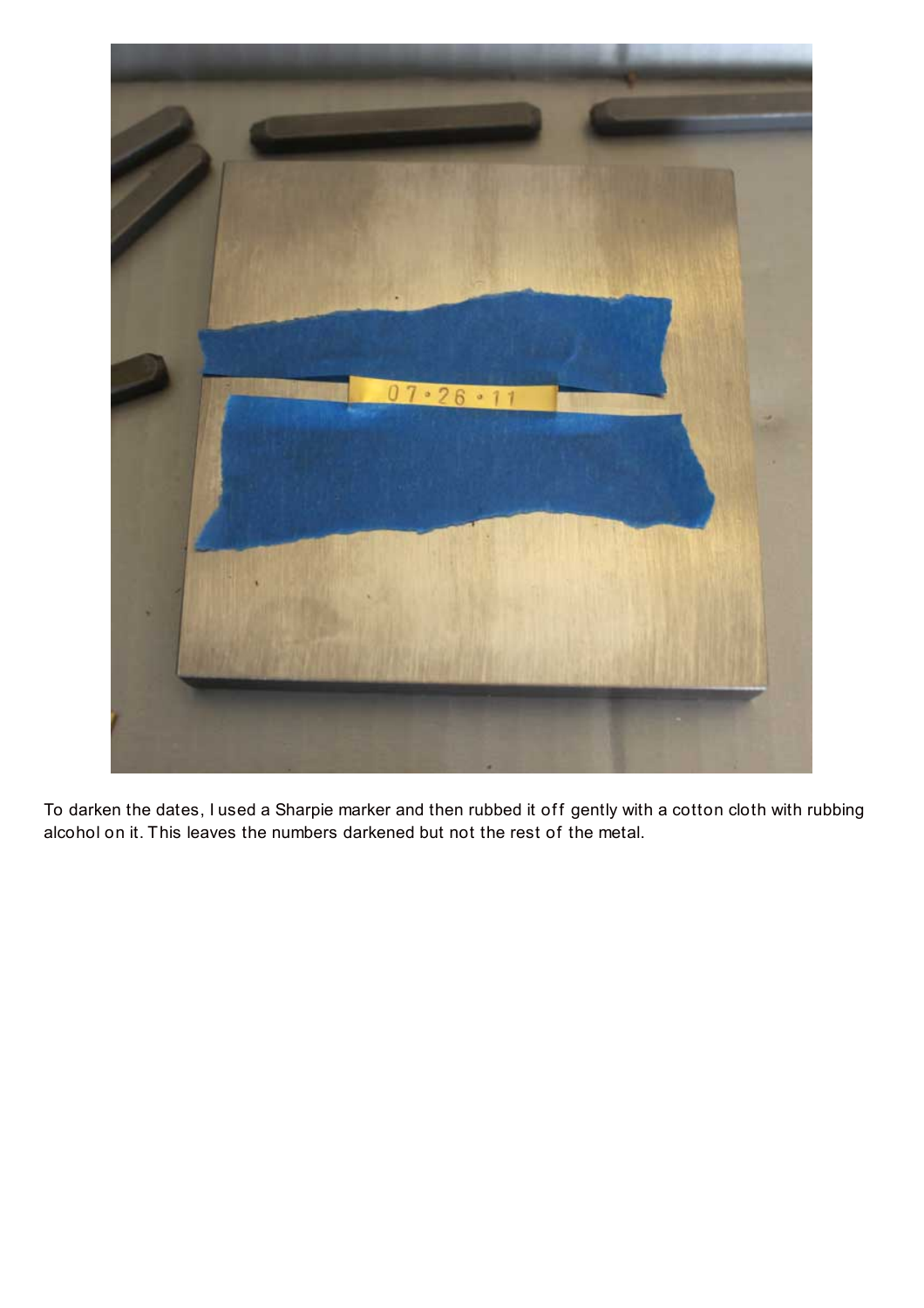To darken the dates, I used a Sharpie marker and then rubbed it off gently with a cotton cloth with rubbing alcohol on it. This leaves the numbers darkened but not the rest of the metal.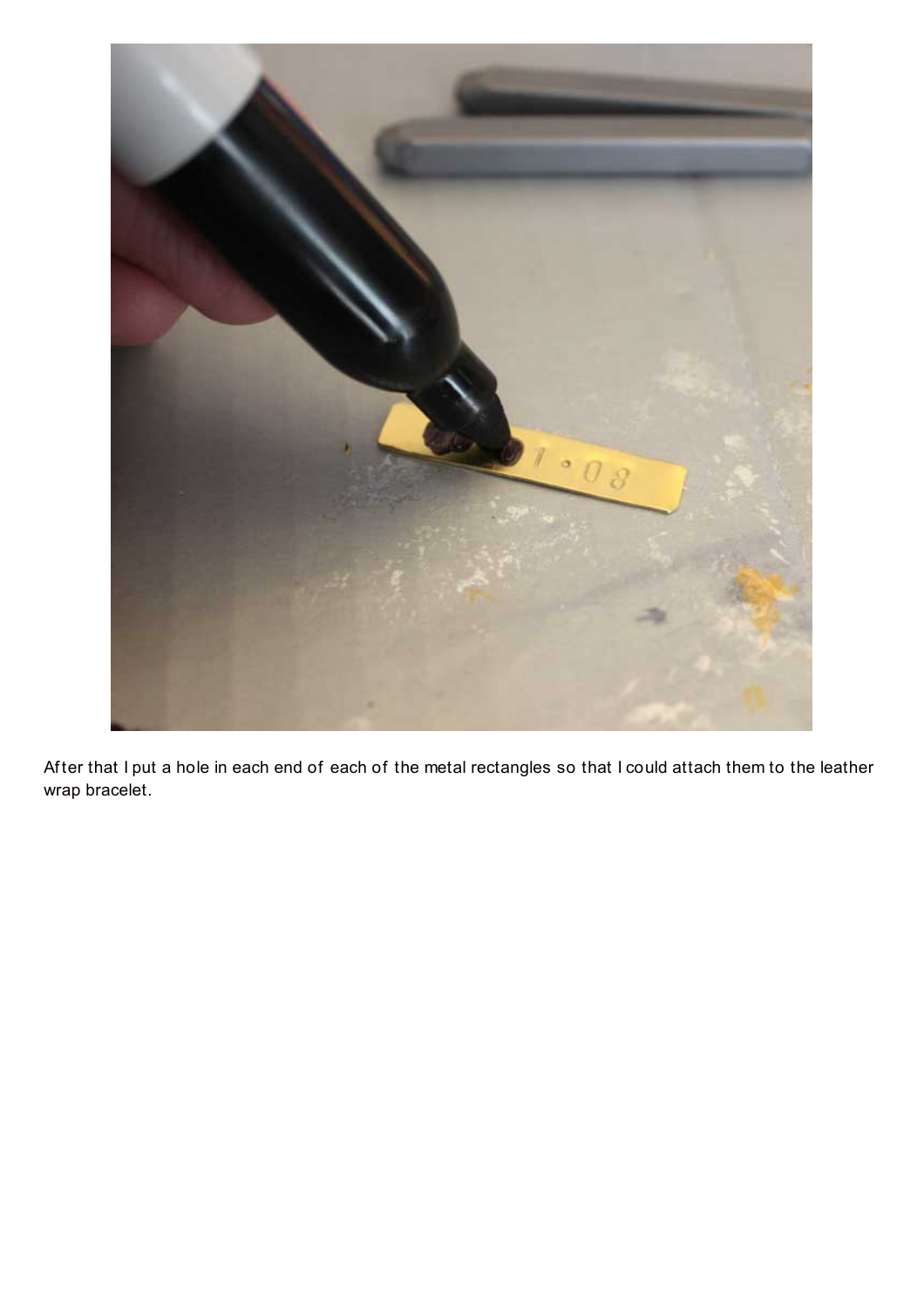After that I put a hole in each end of each of the metal rectangles so that I could attach them to the leather wrap bracelet.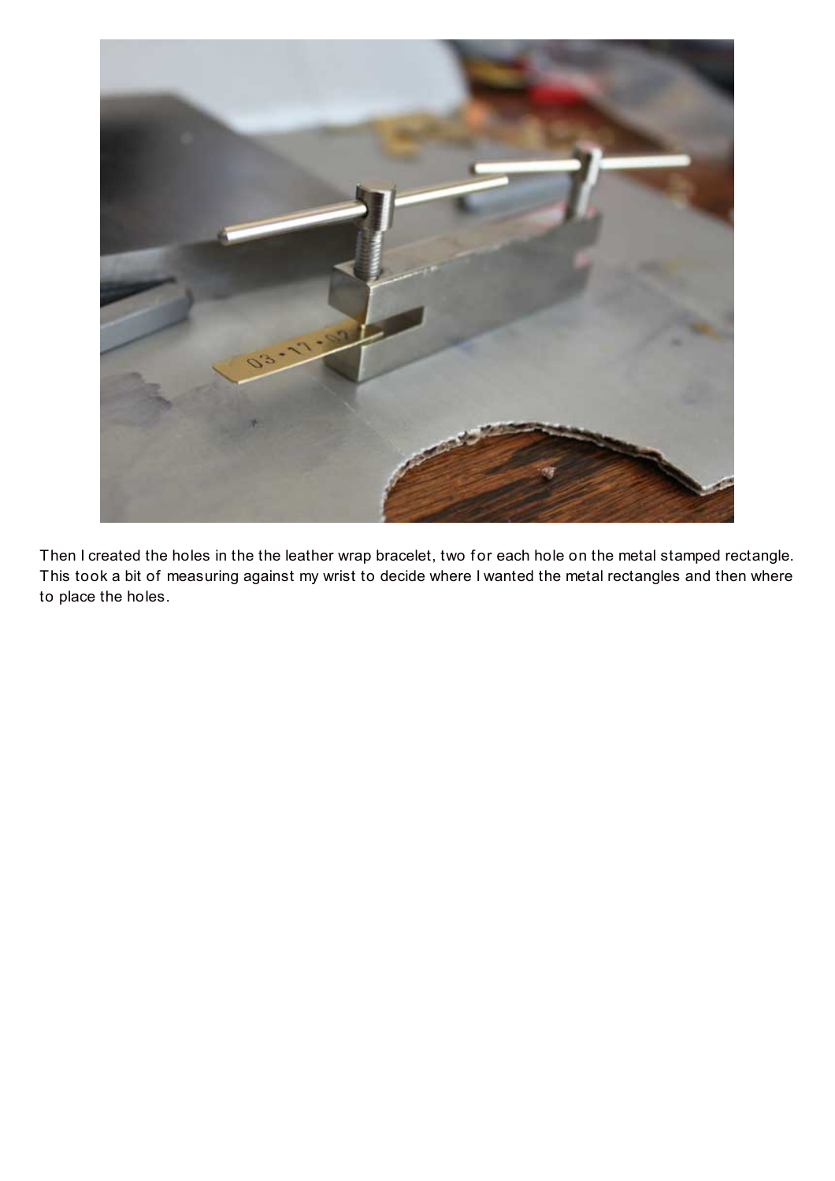Then I created the holes in the the leather wrap bracelet, two for each hole on the metal stamped rectangle. This took a bit of measuring against my wrist to decide where I wanted the metal rectangles and then where to place the holes.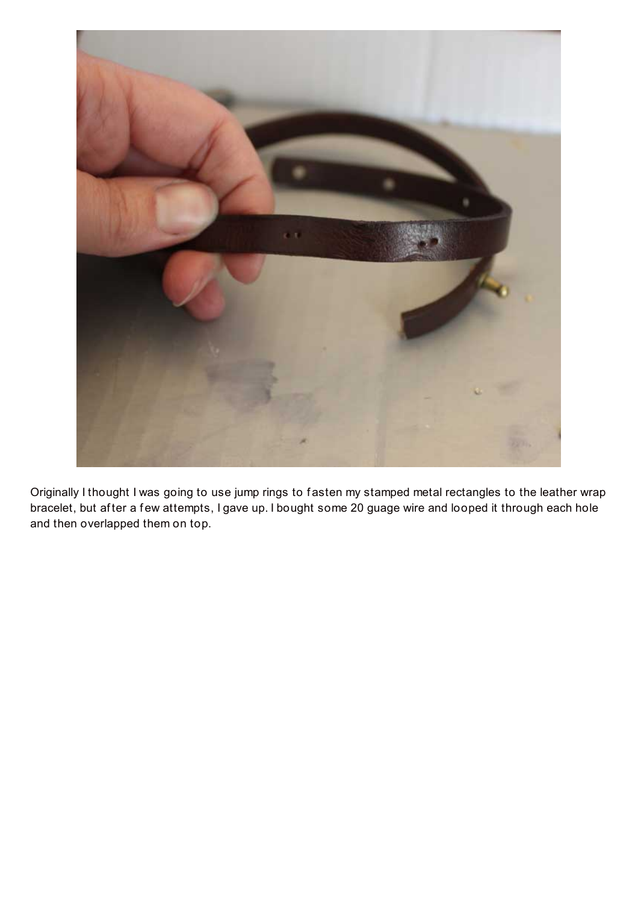Originally I thought I was going to use jump rings to fasten my stamped metal rectangles to the leather wrap bracelet, but after a few attempts, I gave up. I bought some 20 guage wire and looped it through each hole and then overlapped them on top.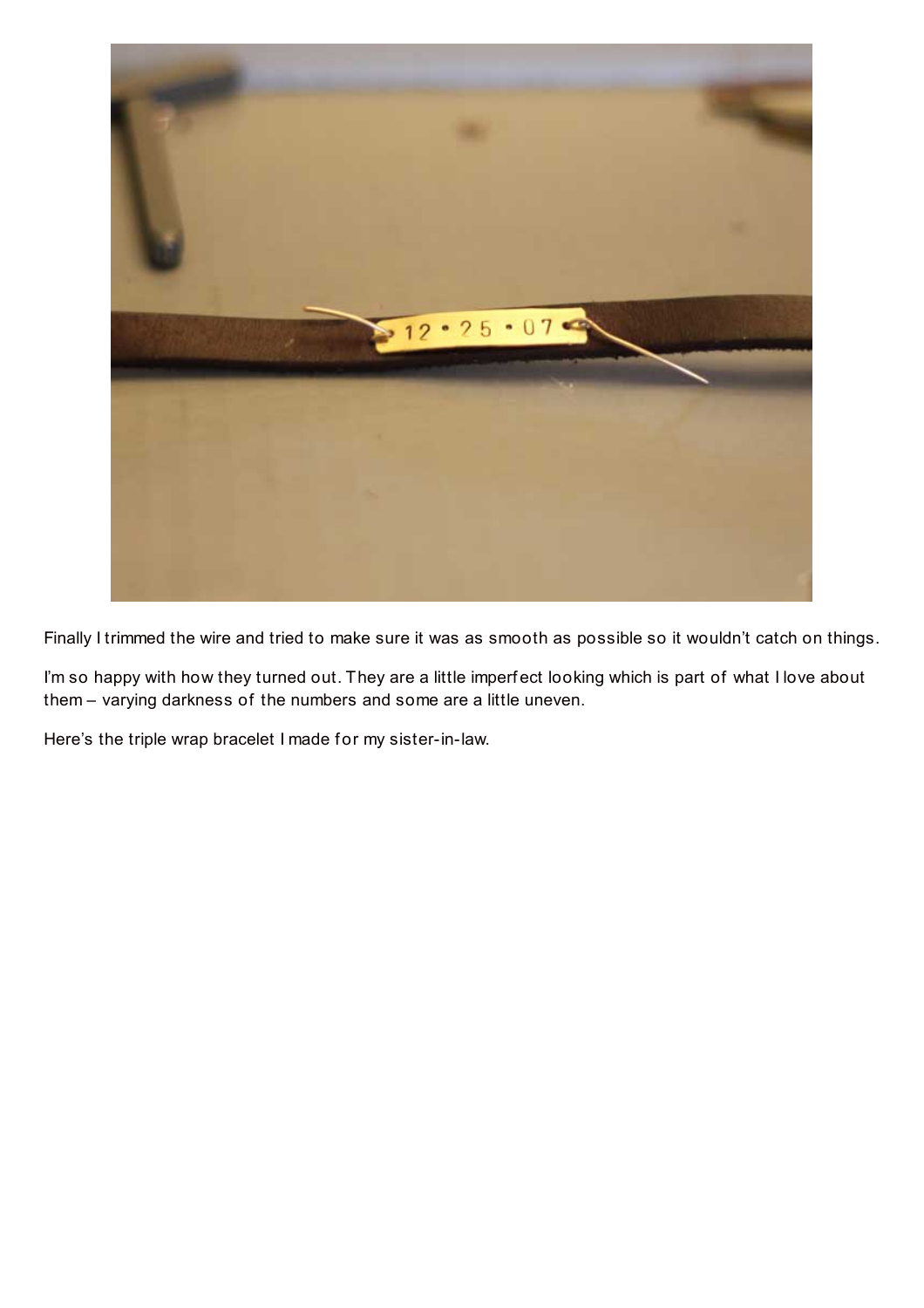Finally I trimmed the wire and tried to make sure it was as smooth as possible so it wouldn't catch on things.

I'm so happy with how they turned out. They are a little imperfect looking which is part of what I love about them – varying darkness of the numbers and some are a little uneven.

Here's the triple wrap bracelet I made for my sister-in-law.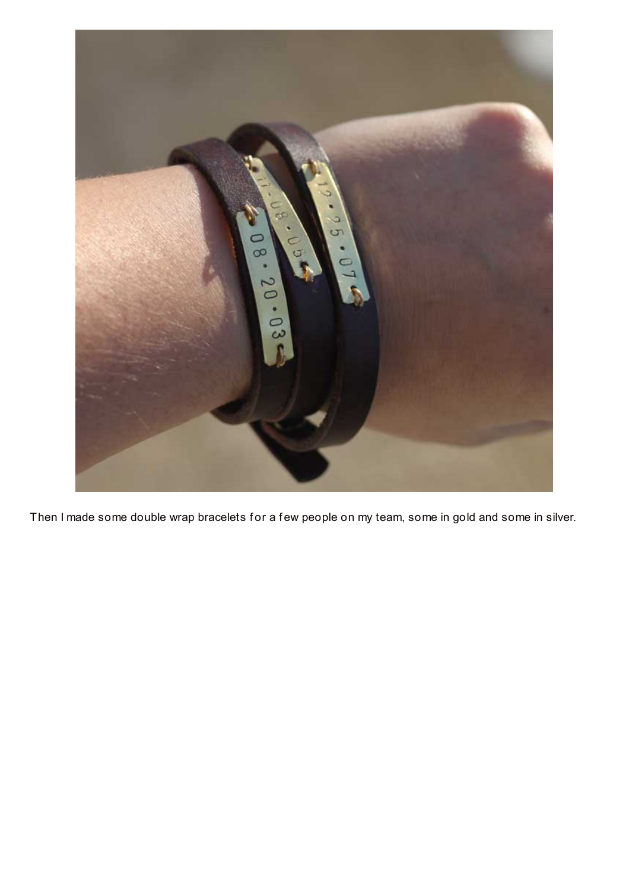Then I made some double wrap bracelets for a few people on my team, some in gold and some in silver.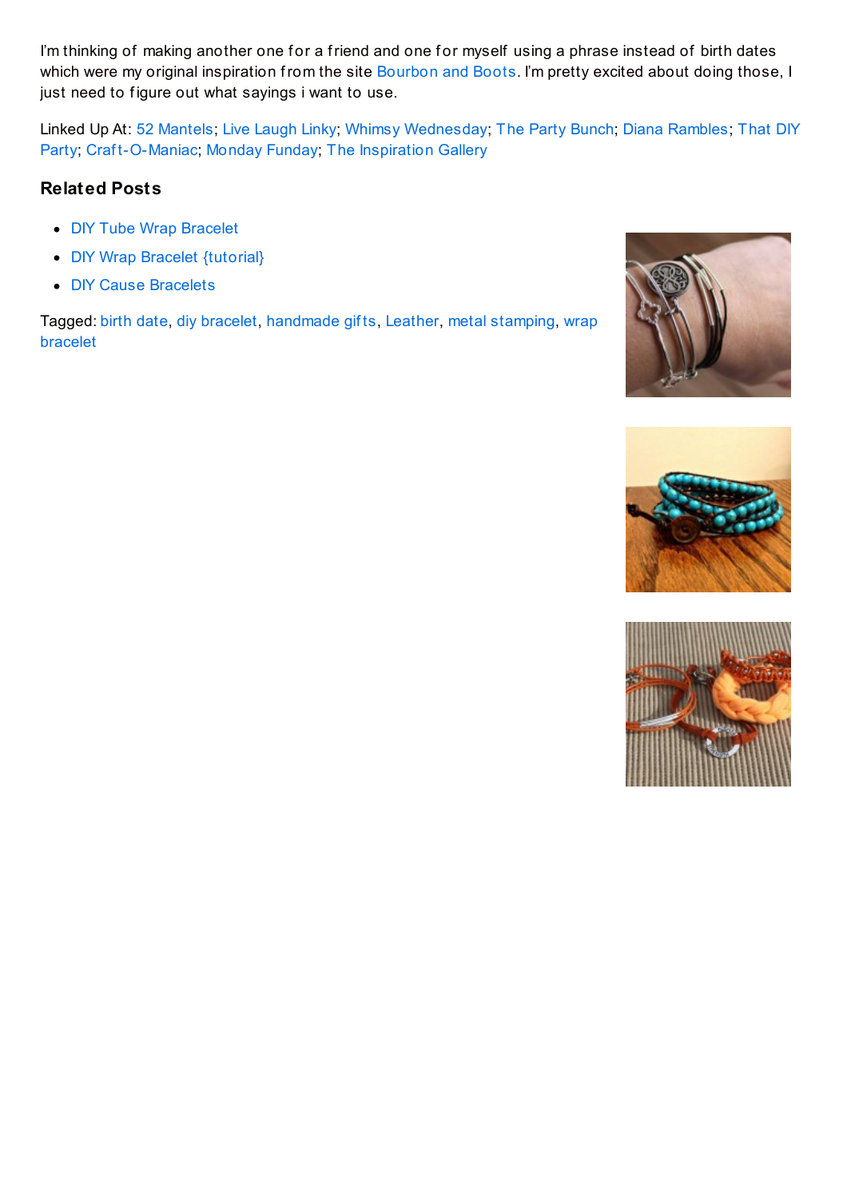I'm thinking of making another one for a friend and one for myself using a phrase instead of birth dates which were my original inspiration from the site Bourbon and Boots. I'm pretty excited about doing those, I just need to figure out what sayings i want to use.

Linked Up At: 52 Mantels; Live Laugh Linky; Whimsy Wednesday; The Party Bunch; Diana Rambles; That DIY Party; Craft-O-Maniac; Monday Funday; The Inspiration Gallery

### Related Posts

- DIY Tube Wrap Bracelet
- DIY Wrap Bracelet {tutorial}
- DIY Cause Bracelets

Tagged: birth date, diy bracelet, handmade gifts, Leather, metal stamping, wrap bracelet